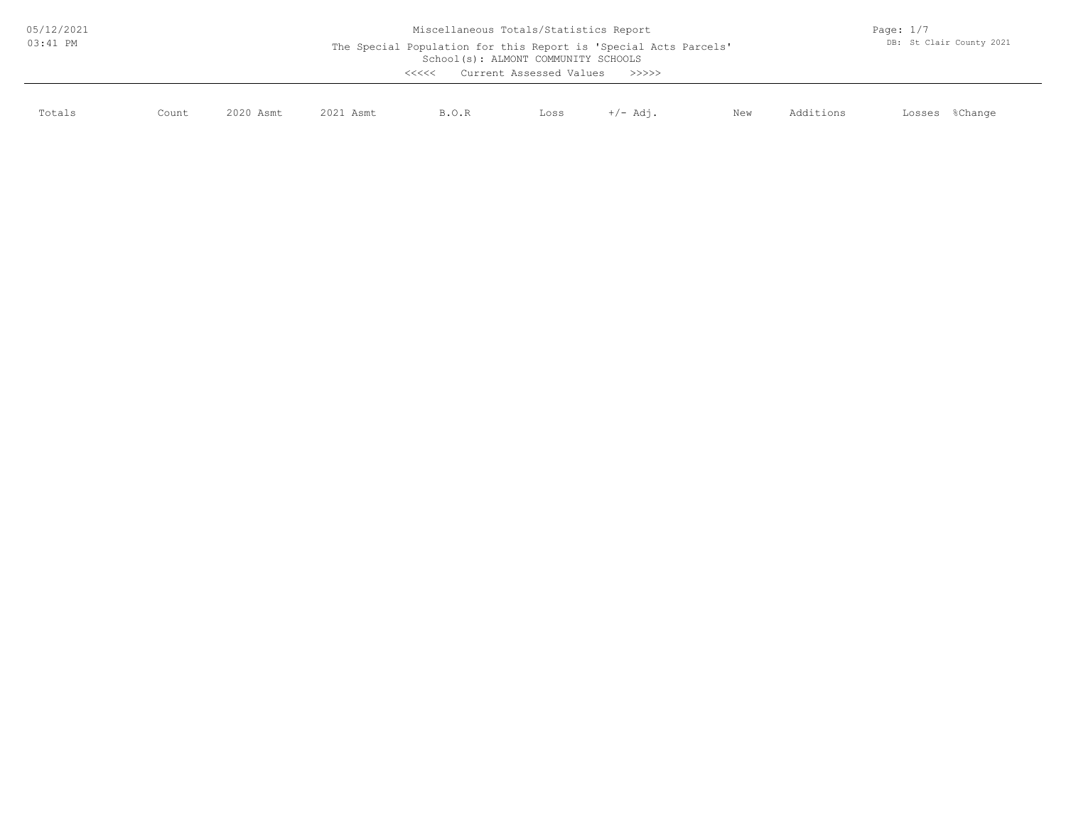Miscellaneous Totals/Statistics Report

The Special Population for this Report is 'Special Acts Parcels'

School(s): ALMONT COMMUNITY SCHOOLS

<<<<< Current Assessed Values >>>>>

| Totals | Count | 2020 Asmt | 2021 Asmt | B.O.R | Loss | +/- Adj. | New | Additions | Losses | %Change |
|---|---|---|---|---|---|---|---|---|---|---|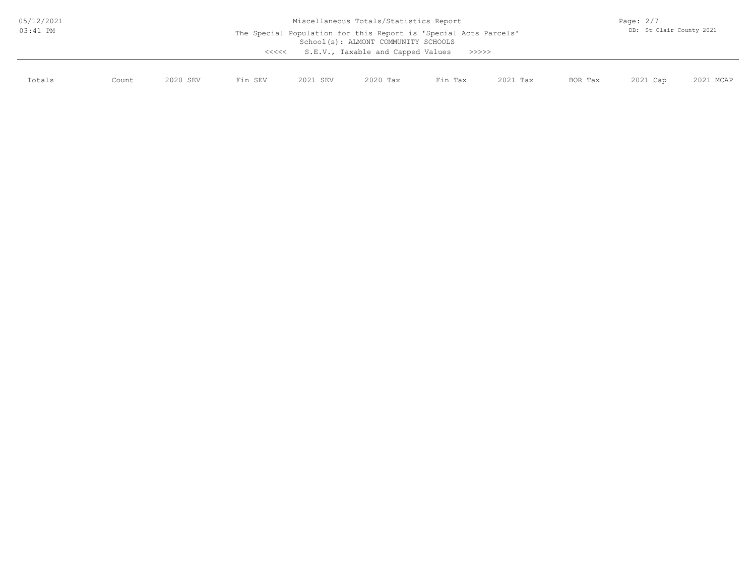Miscellaneous Totals/Statistics Report

The Special Population for this Report is 'Special Acts Parcels'

School(s): ALMONT COMMUNITY SCHOOLS

<<<<< S.E.V., Taxable and Capped Values >>>>>

| Totals | Count | 2020 SEV | Fin SEV | 2021 SEV | 2020 Tax | Fin Tax | 2021 Tax | BOR Tax | 2021 Cap | 2021 MCAP |
|---|---|---|---|---|---|---|---|---|---|---|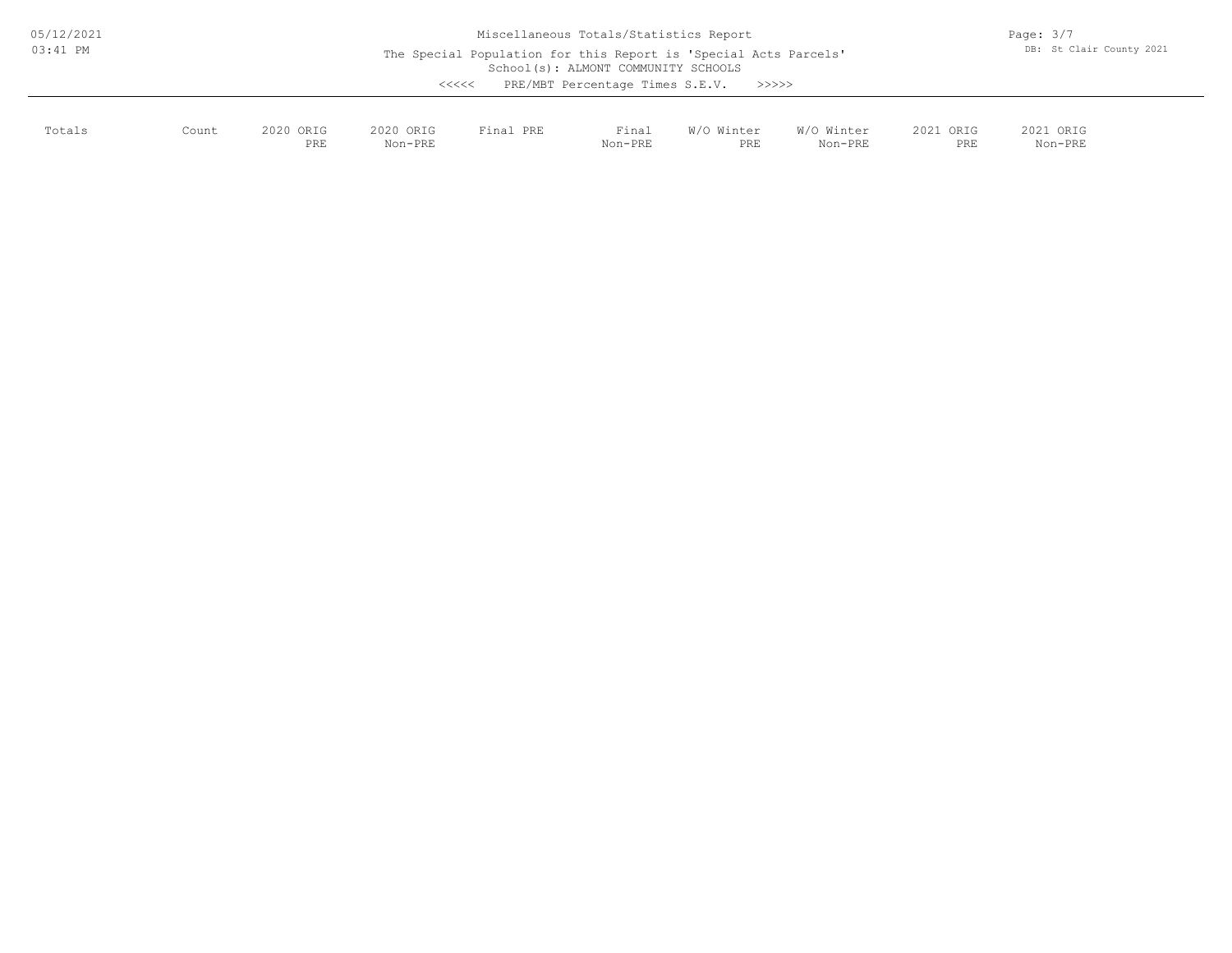# Miscellaneous Totals/Statistics Report

The Special Population for this Report is 'Special Acts Parcels'

School(s): ALMONT COMMUNITY SCHOOLS

<<<<< PRE/MBT Percentage Times S.E.V. >>>>>

| Totals | Count | 2020 ORIG PRE | 2020 ORIG Non-PRE | Final PRE | Final Non-PRE | W/O Winter PRE | W/O Winter Non-PRE | 2021 ORIG PRE | 2021 ORIG Non-PRE |
|---|---|---|---|---|---|---|---|---|---|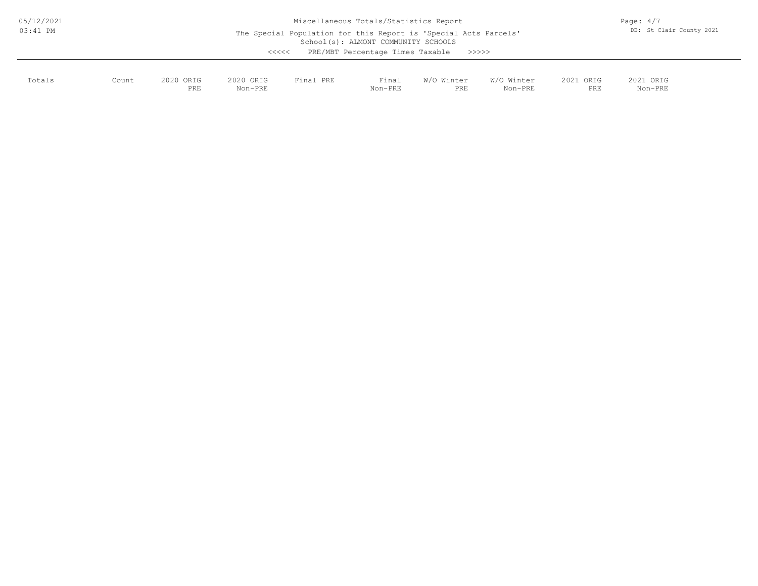# Miscellaneous Totals/Statistics Report

The Special Population for this Report is 'Special Acts Parcels'

School(s): ALMONT COMMUNITY SCHOOLS

<<<<< PRE/MBT Percentage Times Taxable >>>>>

| Totals | Count | 2020 ORIG PRE | 2020 ORIG Non-PRE | Final PRE | Final Non-PRE | W/O Winter PRE | W/O Winter Non-PRE | 2021 ORIG PRE | 2021 ORIG Non-PRE |
|---|---|---|---|---|---|---|---|---|---|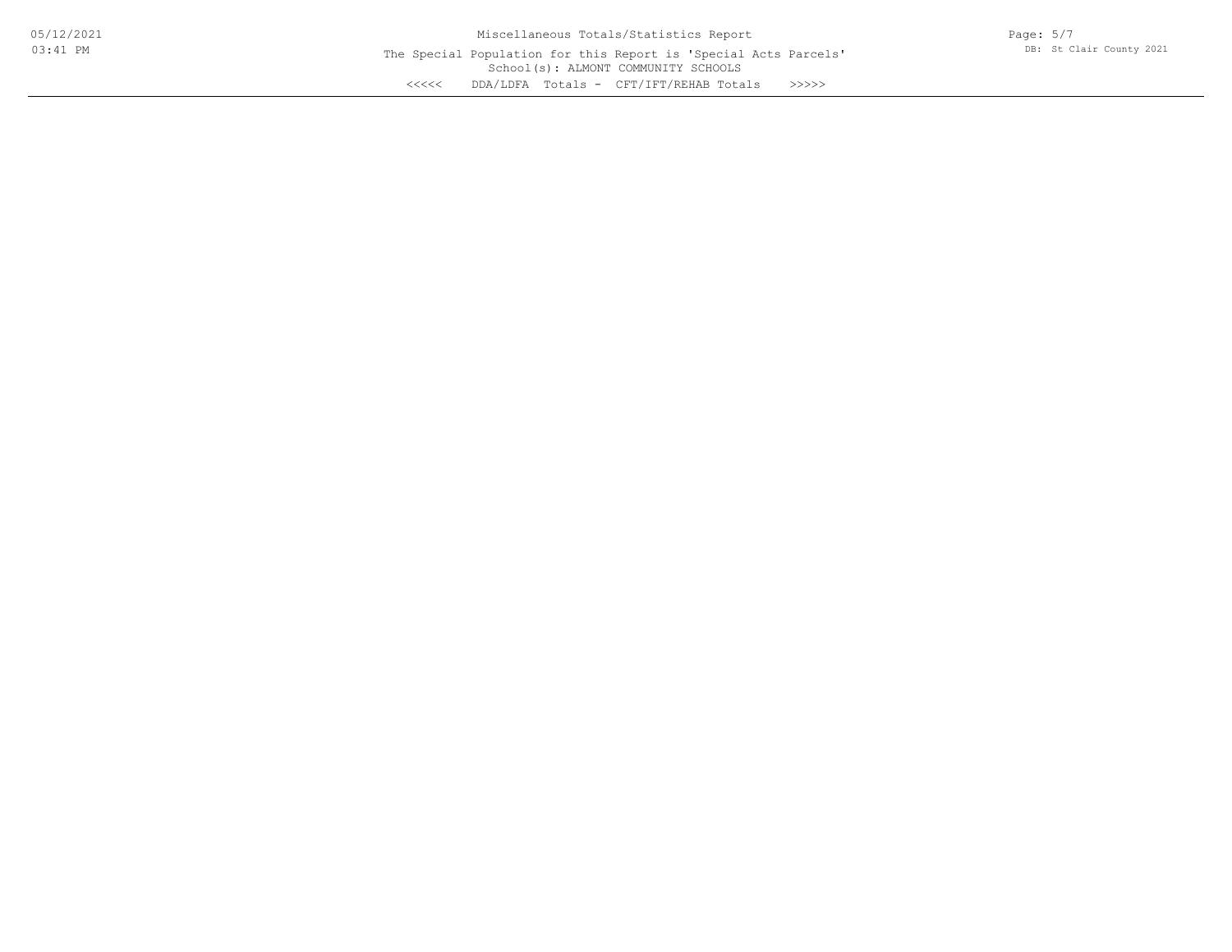Miscellaneous Totals/Statistics Report

The Special Population for this Report is 'Special Acts Parcels'

School(s): ALMONT COMMUNITY SCHOOLS

<<<<< DDA/LDFA Totals - CFT/IFT/REHAB Totals >>>>>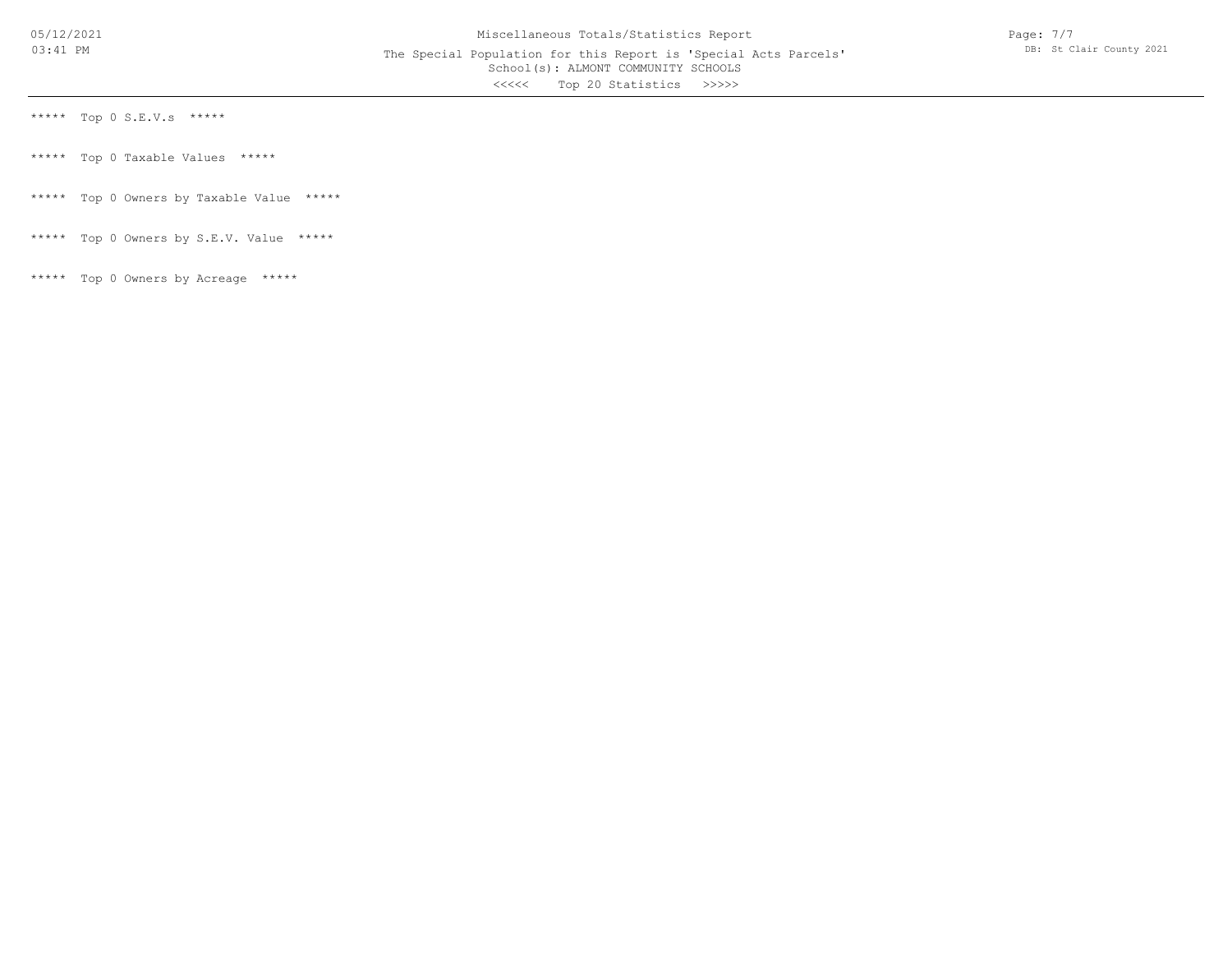Miscellaneous Totals/Statistics Report

The Special Population for this Report is 'Special Acts Parcels'

School(s): ALMONT COMMUNITY SCHOOLS

<<<<< Top 20 Statistics >>>>>

***** Top 0 S.E.V.s *****

***** Top 0 Taxable Values *****

***** Top 0 Owners by Taxable Value *****

***** Top 0 Owners by S.E.V. Value *****

***** Top 0 Owners by Acreage *****